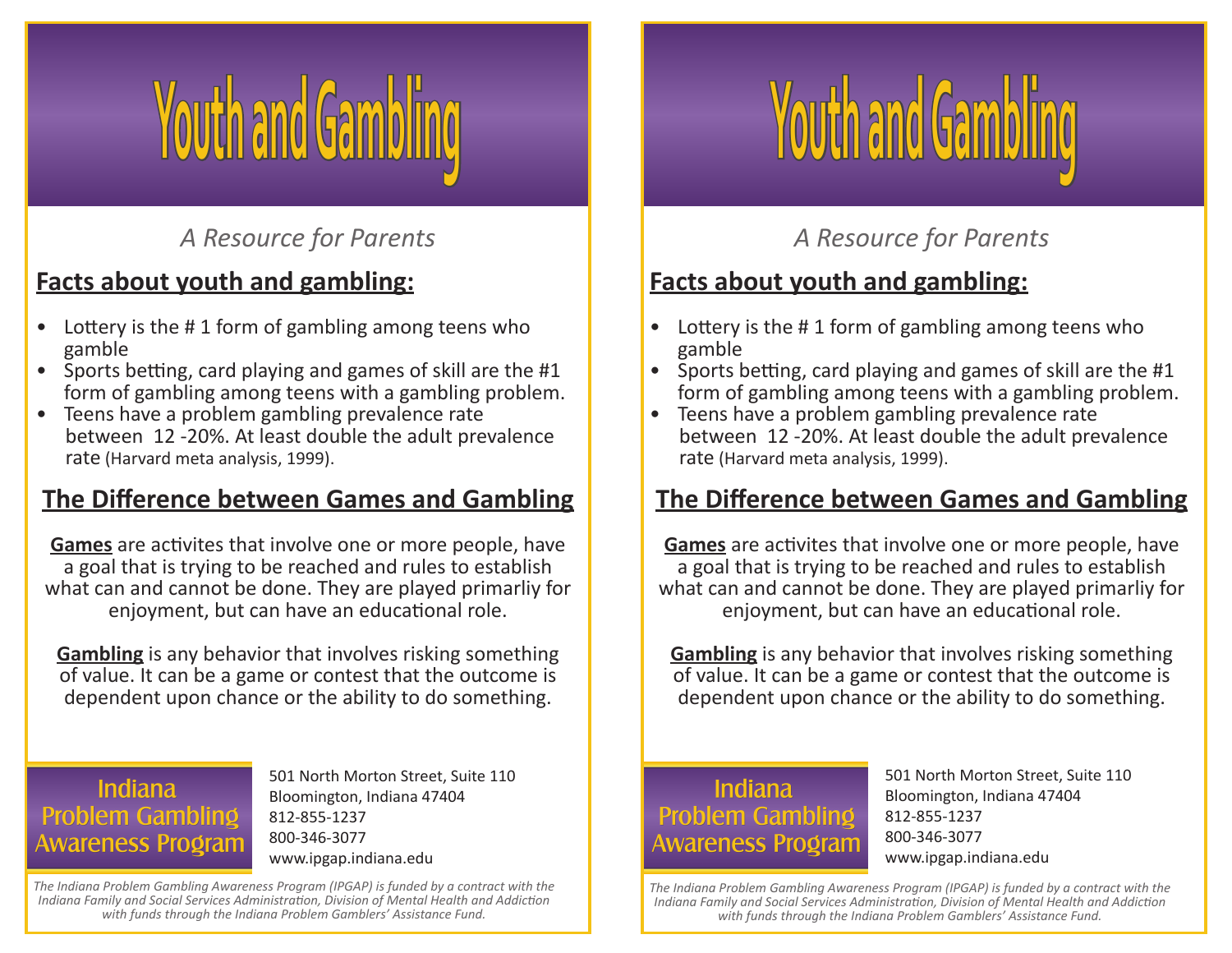# Youth and Gambling

*A Resource for Parents*

## Facts about youth and gambling:

- Lottery is the # 1 form of gambling among teens who gamble
- Sports betting, card playing and games of skill are the #1 form of gambling among teens with a gambling problem.
- Teens have a problem gambling prevalence rate between 12 -20%. At least double the adult prevalence rate (Harvard meta analysis, 1999).

## The Difference between Games and Gambling

**Games** are activites that involve one or more people, have a goal that is trying to be reached and rules to establish what can and cannot be done. They are played primarliy for enjoyment, but can have an educational role.

**Gambling** is any behavior that involves risking something of value. It can be a game or contest that the outcome is dependent upon chance or the ability to do something.

Indiana Problem Gambling Awareness Program

501 North Morton Street, Suite 110
Bloomington, Indiana 47404
812-855-1237
800-346-3077
www.ipgap.indiana.edu

*The Indiana Problem Gambling Awareness Program (IPGAP) is funded by a contract with the Indiana Family and Social Services Administration, Division of Mental Health and Addiction with funds through the Indiana Problem Gamblers' Assistance Fund.*

# Youth and Gambling

*A Resource for Parents*

## Facts about youth and gambling:

- Lottery is the # 1 form of gambling among teens who gamble
- Sports betting, card playing and games of skill are the #1 form of gambling among teens with a gambling problem.
- Teens have a problem gambling prevalence rate between 12 -20%. At least double the adult prevalence rate (Harvard meta analysis, 1999).

## The Difference between Games and Gambling

**Games** are activites that involve one or more people, have a goal that is trying to be reached and rules to establish what can and cannot be done. They are played primarliy for enjoyment, but can have an educational role.

**Gambling** is any behavior that involves risking something of value. It can be a game or contest that the outcome is dependent upon chance or the ability to do something.

Indiana Problem Gambling Awareness Program

501 North Morton Street, Suite 110
Bloomington, Indiana 47404
812-855-1237
800-346-3077
www.ipgap.indiana.edu

*The Indiana Problem Gambling Awareness Program (IPGAP) is funded by a contract with the Indiana Family and Social Services Administration, Division of Mental Health and Addiction with funds through the Indiana Problem Gamblers' Assistance Fund.*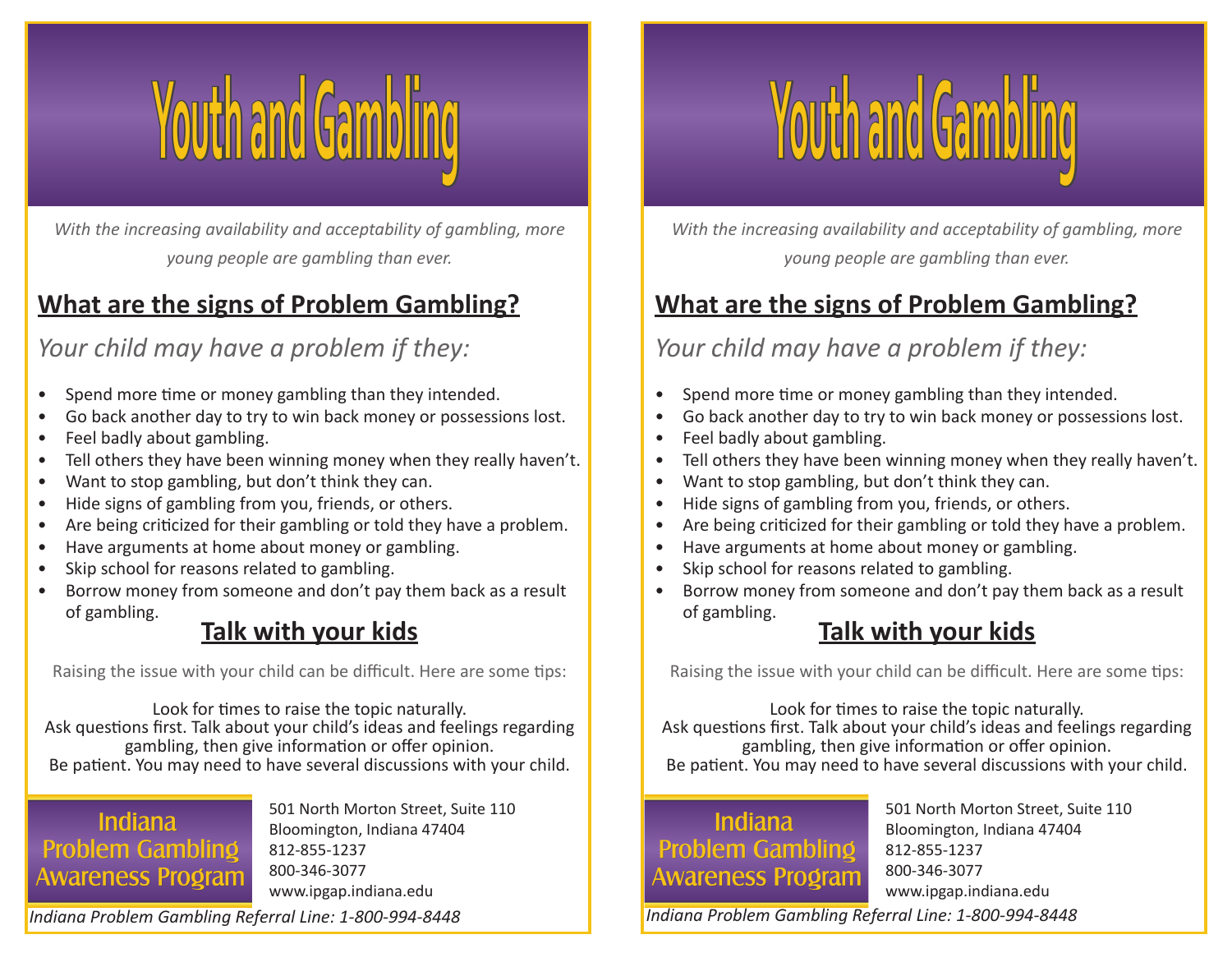# Youth and Gambling

*With the increasing availability and acceptability of gambling, more young people are gambling than ever.*

## What are the signs of Problem Gambling?

*Your child may have a problem if they:*

- Spend more time or money gambling than they intended.
- Go back another day to try to win back money or possessions lost.
- Feel badly about gambling.
- Tell others they have been winning money when they really haven't.
- Want to stop gambling, but don't think they can.
- Hide signs of gambling from you, friends, or others.
- Are being criticized for their gambling or told they have a problem.
- Have arguments at home about money or gambling.
- Skip school for reasons related to gambling.
- Borrow money from someone and don't pay them back as a result of gambling.

## Talk with your kids

Raising the issue with your child can be difficult. Here are some tips:

Look for times to raise the topic naturally.
Ask questions first. Talk about your child's ideas and feelings regarding gambling, then give information or offer opinion.
Be patient. You may need to have several discussions with your child.

**Indiana Problem Gambling Awareness Program**

501 North Morton Street, Suite 110
Bloomington, Indiana 47404
812-855-1237
800-346-3077
www.ipgap.indiana.edu

*Indiana Problem Gambling Referral Line: 1-800-994-8448*

# Youth and Gambling

*With the increasing availability and acceptability of gambling, more young people are gambling than ever.*

## What are the signs of Problem Gambling?

*Your child may have a problem if they:*

- Spend more time or money gambling than they intended.
- Go back another day to try to win back money or possessions lost.
- Feel badly about gambling.
- Tell others they have been winning money when they really haven't.
- Want to stop gambling, but don't think they can.
- Hide signs of gambling from you, friends, or others.
- Are being criticized for their gambling or told they have a problem.
- Have arguments at home about money or gambling.
- Skip school for reasons related to gambling.
- Borrow money from someone and don't pay them back as a result of gambling.

## Talk with your kids

Raising the issue with your child can be difficult. Here are some tips:

Look for times to raise the topic naturally.
Ask questions first. Talk about your child's ideas and feelings regarding gambling, then give information or offer opinion.
Be patient. You may need to have several discussions with your child.

**Indiana Problem Gambling Awareness Program**

501 North Morton Street, Suite 110
Bloomington, Indiana 47404
812-855-1237
800-346-3077
www.ipgap.indiana.edu

*Indiana Problem Gambling Referral Line: 1-800-994-8448*